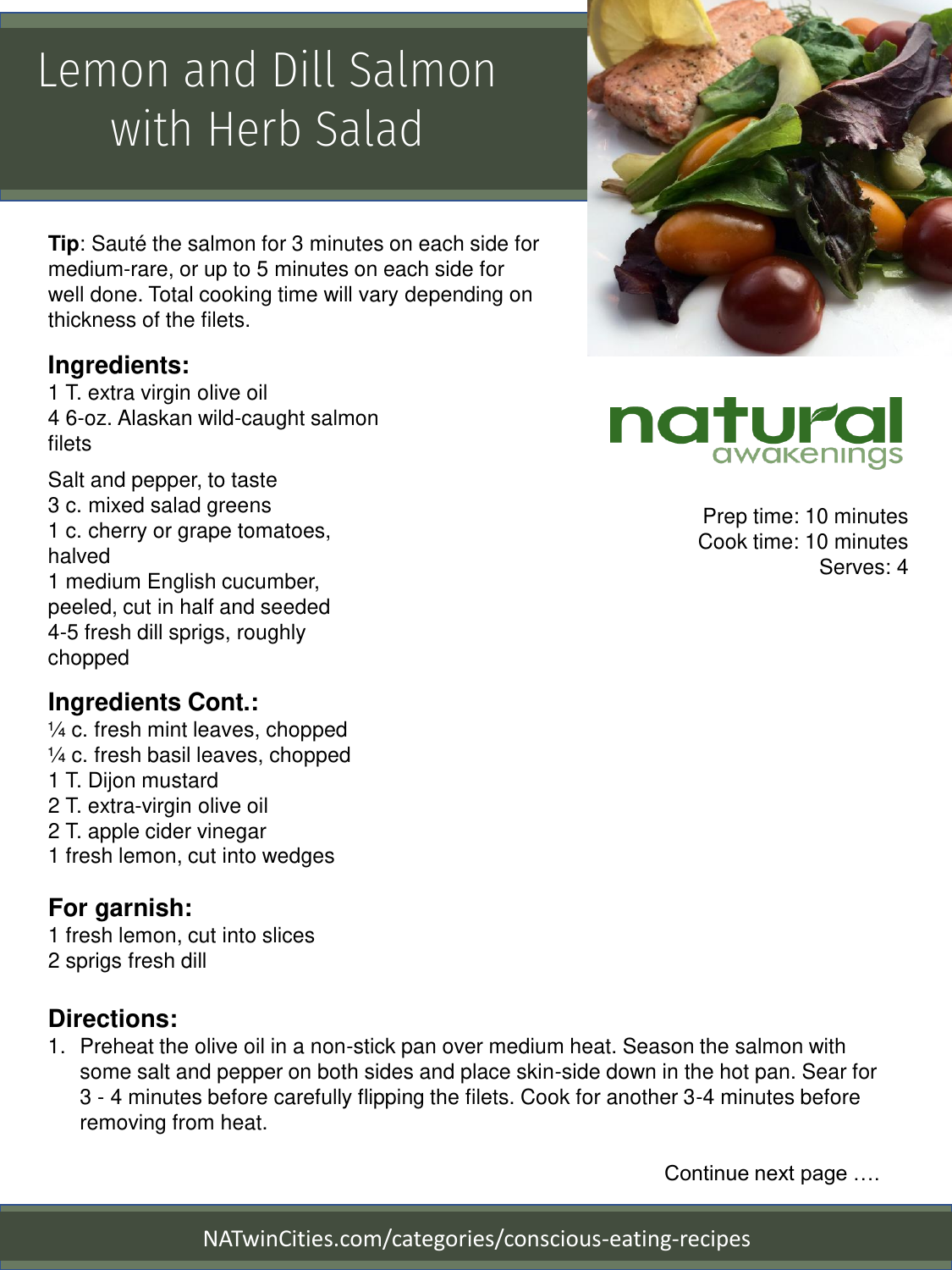# Lemon and Dill Salmon with Herb Salad

**Tip**: Sauté the salmon for 3 minutes on each side for medium-rare, or up to 5 minutes on each side for well done. Total cooking time will vary depending on thickness of the filets.

Prep time: 10 minutes
Cook time: 10 minutes
Serves: 4

### Ingredients:

1 T. extra virgin olive oil
4 6-oz. Alaskan wild-caught salmon filets

Salt and pepper, to taste
3 c. mixed salad greens
1 c. cherry or grape tomatoes, halved
1 medium English cucumber, peeled, cut in half and seeded
4-5 fresh dill sprigs, roughly chopped

### Ingredients Cont.:

¼ c. fresh mint leaves, chopped
¼ c. fresh basil leaves, chopped
1 T. Dijon mustard
2 T. extra-virgin olive oil
2 T. apple cider vinegar
1 fresh lemon, cut into wedges

### For garnish:

1 fresh lemon, cut into slices
2 sprigs fresh dill

### Directions:

1. Preheat the olive oil in a non-stick pan over medium heat. Season the salmon with some salt and pepper on both sides and place skin-side down in the hot pan. Sear for 3 - 4 minutes before carefully flipping the filets. Cook for another 3-4 minutes before removing from heat.

Continue next page ….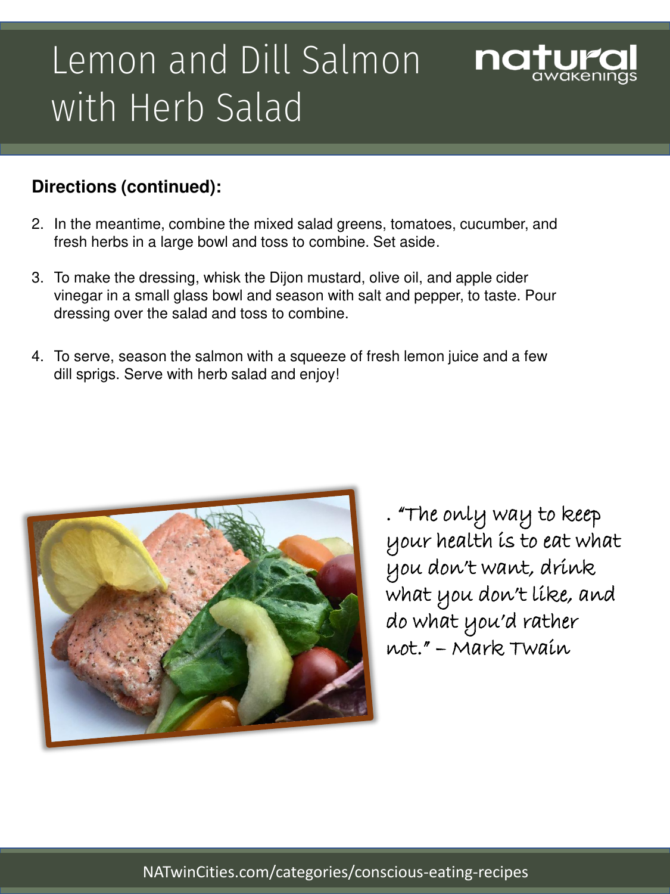# Lemon and Dill Salmon with Herb Salad

**Directions (continued):**

2. In the meantime, combine the mixed salad greens, tomatoes, cucumber, and fresh herbs in a large bowl and toss to combine. Set aside.

3. To make the dressing, whisk the Dijon mustard, olive oil, and apple cider vinegar in a small glass bowl and season with salt and pepper, to taste. Pour dressing over the salad and toss to combine.

4. To serve, season the salmon with a squeeze of fresh lemon juice and a few dill sprigs. Serve with herb salad and enjoy!

. "The only way to keep your health is to eat what you don't want, drink what you don't like, and do what you'd rather not." – Mark Twain

NATwinCities.com/categories/conscious-eating-recipes